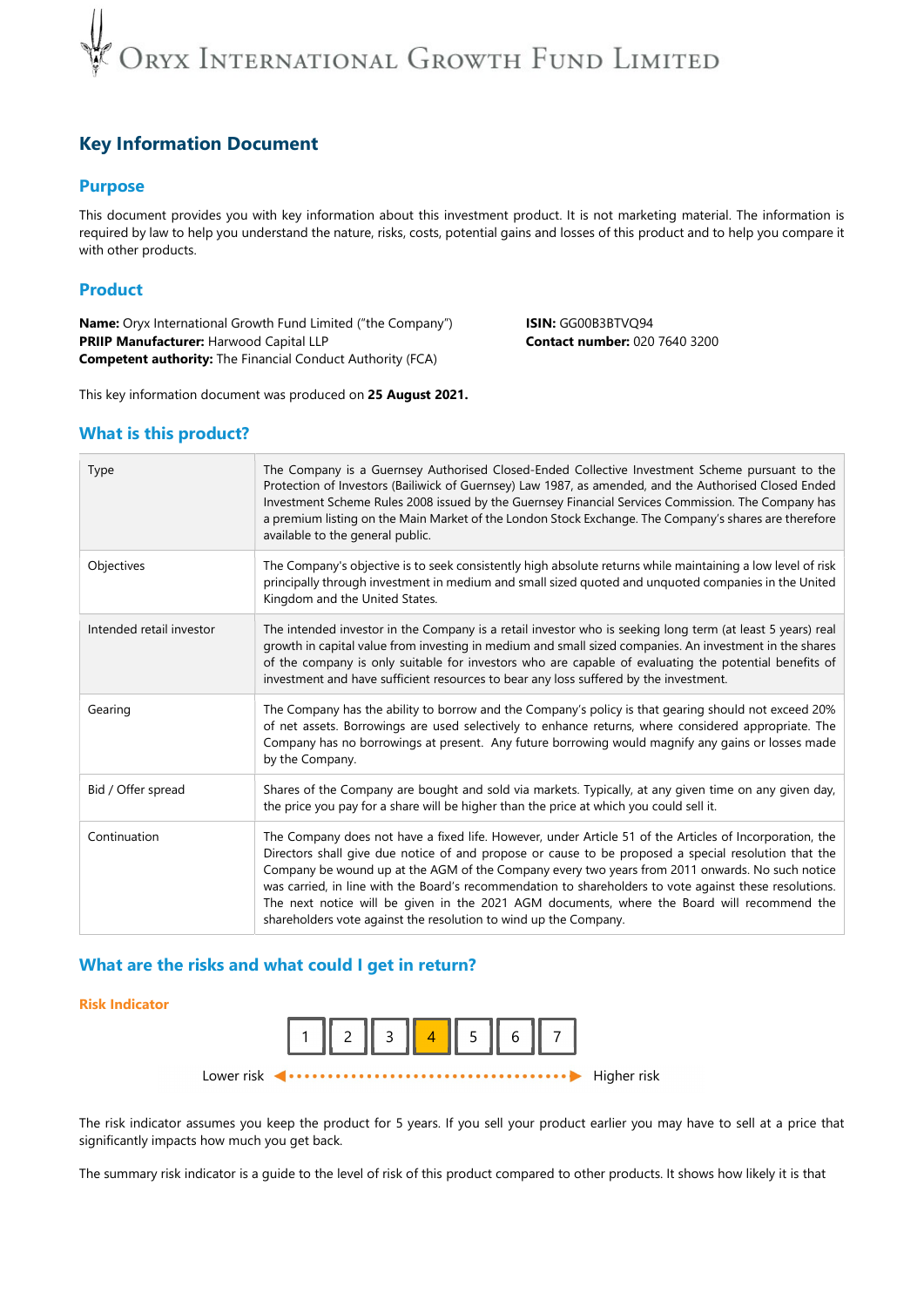# Oryx International Growth Fund Limited

## Key Information Document

### Purpose

This document provides you with key information about this investment product. It is not marketing material. The information is required by law to help you understand the nature, risks, costs, potential gains and losses of this product and to help you compare it with other products.

### Product

**Name:** Oryx International Growth Fund Limited ("the Company")
**PRIIP Manufacturer:** Harwood Capital LLP
**Competent authority:** The Financial Conduct Authority (FCA)

**ISIN:** GG00B3BTVQ94
**Contact number:** 020 7640 3200

This key information document was produced on **25 August 2021.**

### What is this product?

| | |
|---|---|
| Type | The Company is a Guernsey Authorised Closed-Ended Collective Investment Scheme pursuant to the Protection of Investors (Bailiwick of Guernsey) Law 1987, as amended, and the Authorised Closed Ended Investment Scheme Rules 2008 issued by the Guernsey Financial Services Commission. The Company has a premium listing on the Main Market of the London Stock Exchange. The Company's shares are therefore available to the general public. |
| Objectives | The Company's objective is to seek consistently high absolute returns while maintaining a low level of risk principally through investment in medium and small sized quoted and unquoted companies in the United Kingdom and the United States. |
| Intended retail investor | The intended investor in the Company is a retail investor who is seeking long term (at least 5 years) real growth in capital value from investing in medium and small sized companies. An investment in the shares of the company is only suitable for investors who are capable of evaluating the potential benefits of investment and have sufficient resources to bear any loss suffered by the investment. |
| Gearing | The Company has the ability to borrow and the Company's policy is that gearing should not exceed 20% of net assets. Borrowings are used selectively to enhance returns, where considered appropriate. The Company has no borrowings at present. Any future borrowing would magnify any gains or losses made by the Company. |
| Bid / Offer spread | Shares of the Company are bought and sold via markets. Typically, at any given time on any given day, the price you pay for a share will be higher than the price at which you could sell it. |
| Continuation | The Company does not have a fixed life. However, under Article 51 of the Articles of Incorporation, the Directors shall give due notice of and propose or cause to be proposed a special resolution that the Company be wound up at the AGM of the Company every two years from 2011 onwards. No such notice was carried, in line with the Board's recommendation to shareholders to vote against these resolutions. The next notice will be given in the 2021 AGM documents, where the Board will recommend the shareholders vote against the resolution to wind up the Company. |

### What are the risks and what could I get in return?

**Risk Indicator**

| 1 | 2 | 3 | **4** | 5 | 6 | 7 |
|---|---|---|---|---|---|---|

Lower risk ◄ ········ ► Higher risk

The risk indicator assumes you keep the product for 5 years. If you sell your product earlier you may have to sell at a price that significantly impacts how much you get back.

The summary risk indicator is a guide to the level of risk of this product compared to other products. It shows how likely it is that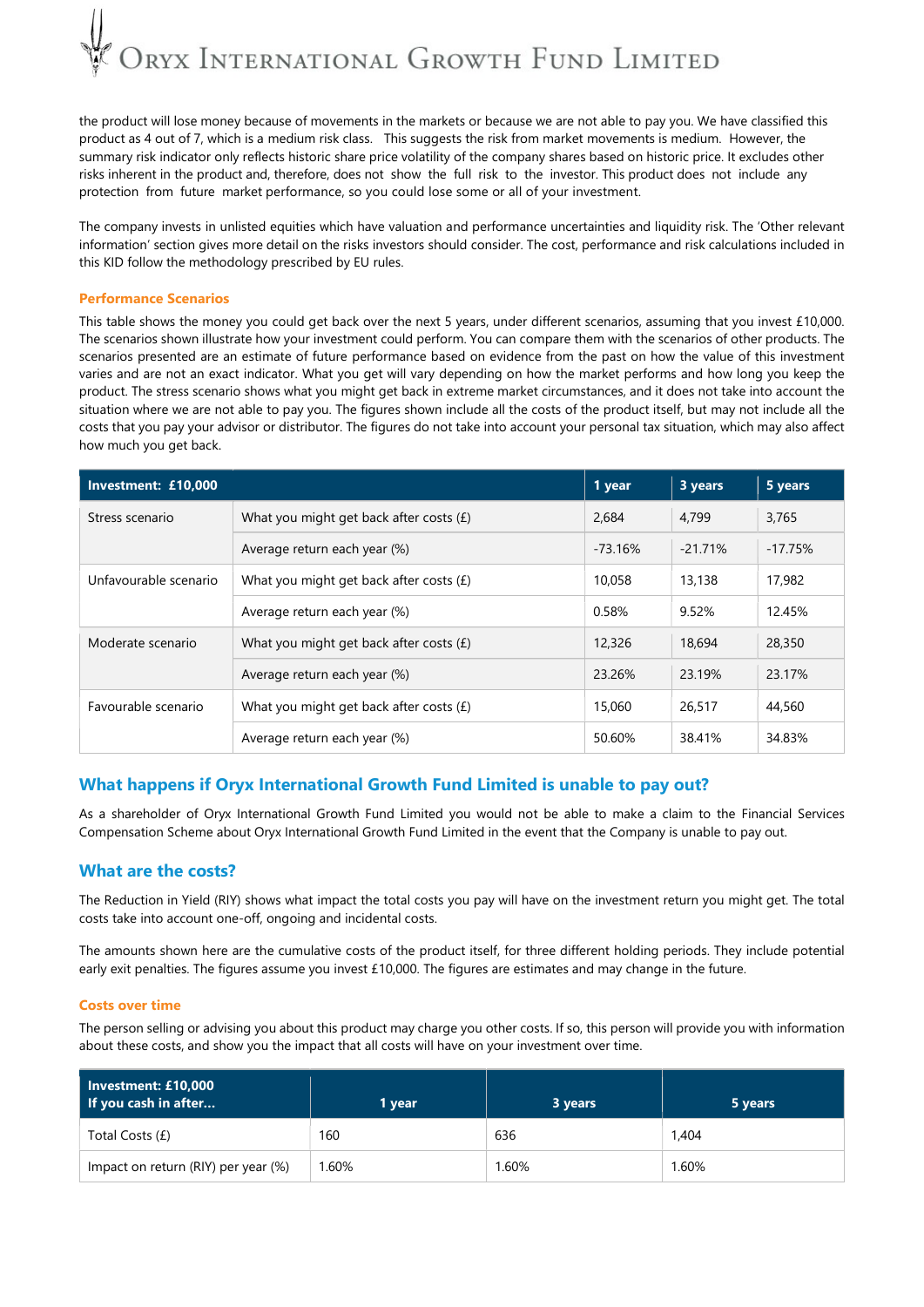the product will lose money because of movements in the markets or because we are not able to pay you. We have classified this product as 4 out of 7, which is a medium risk class. This suggests the risk from market movements is medium. However, the summary risk indicator only reflects historic share price volatility of the company shares based on historic price. It excludes other risks inherent in the product and, therefore, does not show the full risk to the investor. This product does not include any protection from future market performance, so you could lose some or all of your investment.

The company invests in unlisted equities which have valuation and performance uncertainties and liquidity risk. The 'Other relevant information' section gives more detail on the risks investors should consider. The cost, performance and risk calculations included in this KID follow the methodology prescribed by EU rules.

### Performance Scenarios

This table shows the money you could get back over the next 5 years, under different scenarios, assuming that you invest £10,000. The scenarios shown illustrate how your investment could perform. You can compare them with the scenarios of other products. The scenarios presented are an estimate of future performance based on evidence from the past on how the value of this investment varies and are not an exact indicator. What you get will vary depending on how the market performs and how long you keep the product. The stress scenario shows what you might get back in extreme market circumstances, and it does not take into account the situation where we are not able to pay you. The figures shown include all the costs of the product itself, but may not include all the costs that you pay your advisor or distributor. The figures do not take into account your personal tax situation, which may also affect how much you get back.

| Investment: £10,000 | | 1 year | 3 years | 5 years |
|---|---|---|---|---|
| Stress scenario | What you might get back after costs (£) | 2,684 | 4,799 | 3,765 |
| | Average return each year (%) | -73.16% | -21.71% | -17.75% |
| Unfavourable scenario | What you might get back after costs (£) | 10,058 | 13,138 | 17,982 |
| | Average return each year (%) | 0.58% | 9.52% | 12.45% |
| Moderate scenario | What you might get back after costs (£) | 12,326 | 18,694 | 28,350 |
| | Average return each year (%) | 23.26% | 23.19% | 23.17% |
| Favourable scenario | What you might get back after costs (£) | 15,060 | 26,517 | 44,560 |
| | Average return each year (%) | 50.60% | 38.41% | 34.83% |

## What happens if Oryx International Growth Fund Limited is unable to pay out?

As a shareholder of Oryx International Growth Fund Limited you would not be able to make a claim to the Financial Services Compensation Scheme about Oryx International Growth Fund Limited in the event that the Company is unable to pay out.

## What are the costs?

The Reduction in Yield (RIY) shows what impact the total costs you pay will have on the investment return you might get. The total costs take into account one-off, ongoing and incidental costs.

The amounts shown here are the cumulative costs of the product itself, for three different holding periods. They include potential early exit penalties. The figures assume you invest £10,000. The figures are estimates and may change in the future.

### Costs over time

The person selling or advising you about this product may charge you other costs. If so, this person will provide you with information about these costs, and show you the impact that all costs will have on your investment over time.

| Investment: £10,000<br>If you cash in after... | 1 year | 3 years | 5 years |
|---|---|---|---|
| Total Costs (£) | 160 | 636 | 1,404 |
| Impact on return (RIY) per year (%) | 1.60% | 1.60% | 1.60% |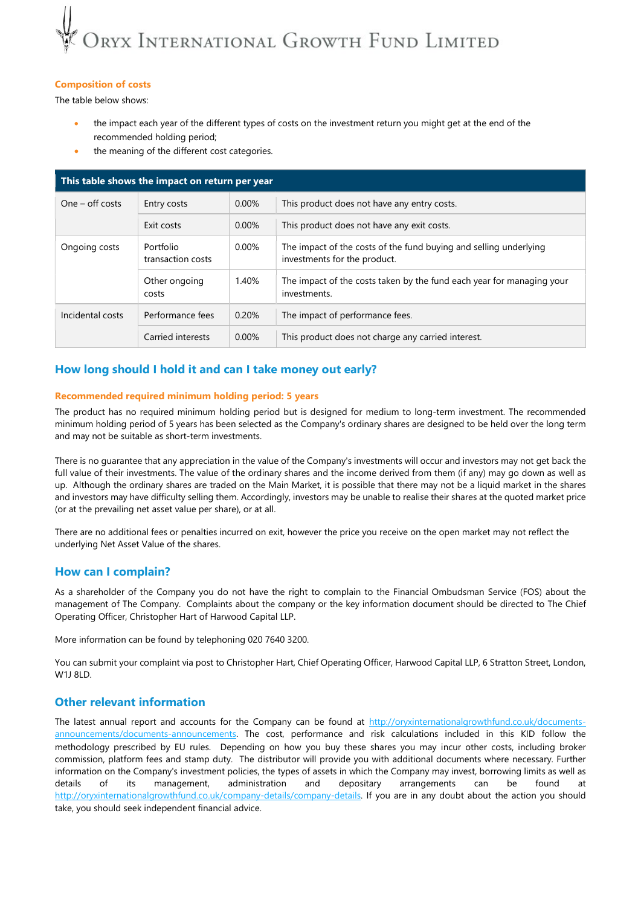### Composition of costs

The table below shows:

- the impact each year of the different types of costs on the investment return you might get at the end of the recommended holding period;
- the meaning of the different cost categories.

| This table shows the impact on return per year | | | |
|---|---|---|---|
| One – off costs | Entry costs | 0.00% | This product does not have any entry costs. |
| | Exit costs | 0.00% | This product does not have any exit costs. |
| Ongoing costs | Portfolio transaction costs | 0.00% | The impact of the costs of the fund buying and selling underlying investments for the product. |
| | Other ongoing costs | 1.40% | The impact of the costs taken by the fund each year for managing your investments. |
| Incidental costs | Performance fees | 0.20% | The impact of performance fees. |
| | Carried interests | 0.00% | This product does not charge any carried interest. |

## How long should I hold it and can I take money out early?

### Recommended required minimum holding period: 5 years

The product has no required minimum holding period but is designed for medium to long-term investment. The recommended minimum holding period of 5 years has been selected as the Company's ordinary shares are designed to be held over the long term and may not be suitable as short-term investments.

There is no guarantee that any appreciation in the value of the Company's investments will occur and investors may not get back the full value of their investments. The value of the ordinary shares and the income derived from them (if any) may go down as well as up. Although the ordinary shares are traded on the Main Market, it is possible that there may not be a liquid market in the shares and investors may have difficulty selling them. Accordingly, investors may be unable to realise their shares at the quoted market price (or at the prevailing net asset value per share), or at all.

There are no additional fees or penalties incurred on exit, however the price you receive on the open market may not reflect the underlying Net Asset Value of the shares.

## How can I complain?

As a shareholder of the Company you do not have the right to complain to the Financial Ombudsman Service (FOS) about the management of The Company. Complaints about the company or the key information document should be directed to The Chief Operating Officer, Christopher Hart of Harwood Capital LLP.

More information can be found by telephoning 020 7640 3200.

You can submit your complaint via post to Christopher Hart, Chief Operating Officer, Harwood Capital LLP, 6 Stratton Street, London, W1J 8LD.

## Other relevant information

The latest annual report and accounts for the Company can be found at http://oryxinternationalgrowthfund.co.uk/documents-announcements/documents-announcements. The cost, performance and risk calculations included in this KID follow the methodology prescribed by EU rules. Depending on how you buy these shares you may incur other costs, including broker commission, platform fees and stamp duty. The distributor will provide you with additional documents where necessary. Further information on the Company's investment policies, the types of assets in which the Company may invest, borrowing limits as well as details of its management, administration and depositary arrangements can be found at http://oryxinternationalgrowthfund.co.uk/company-details/company-details. If you are in any doubt about the action you should take, you should seek independent financial advice.